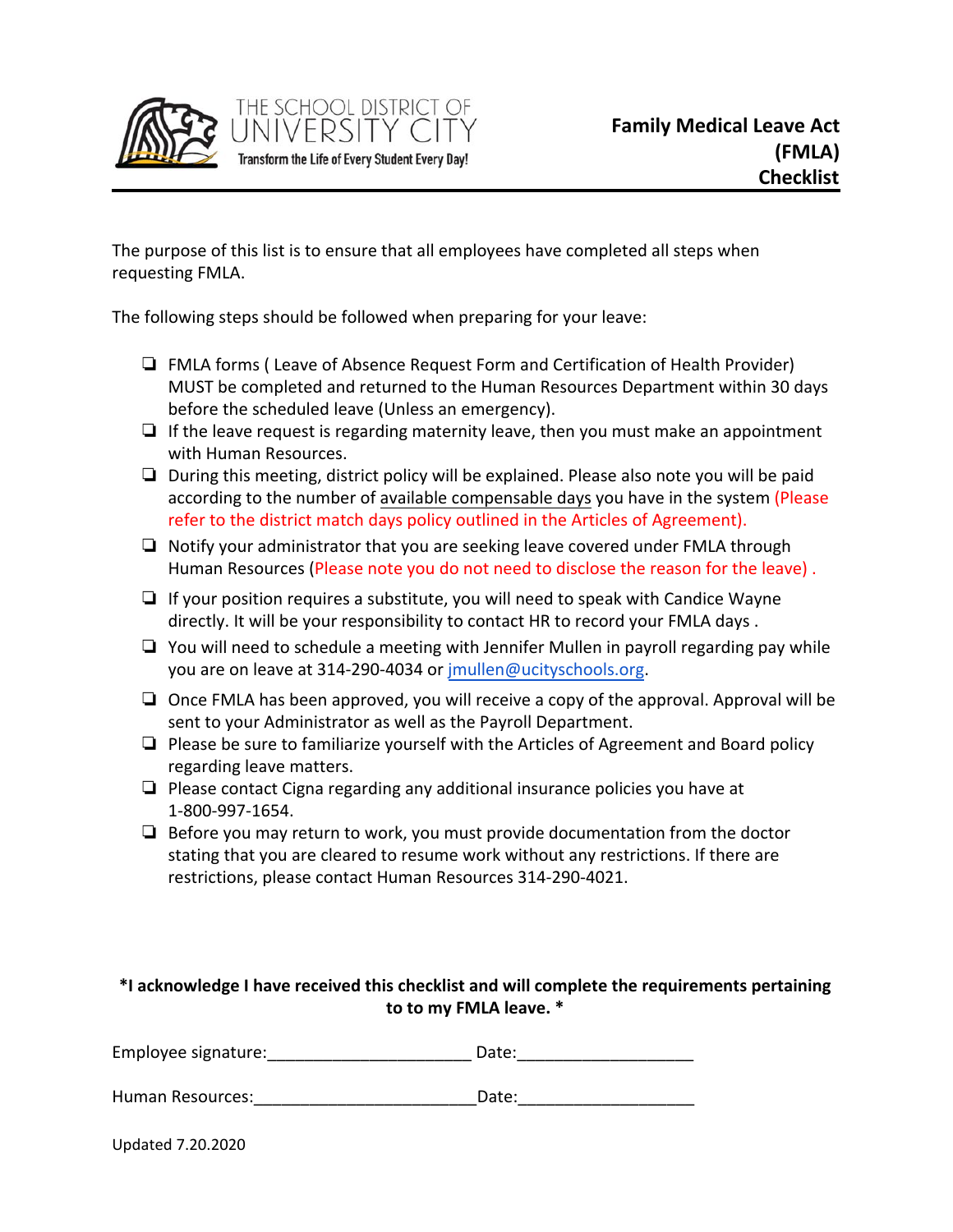THE SCHOOL DISTRICT OF UNIVERSITY CITY
Transform the Life of Every Student Every Day!

# Family Medical Leave Act (FMLA) Checklist

The purpose of this list is to ensure that all employees have completed all steps when requesting FMLA.

The following steps should be followed when preparing for your leave:

- ❑ FMLA forms ( Leave of Absence Request Form and Certification of Health Provider) MUST be completed and returned to the Human Resources Department within 30 days before the scheduled leave (Unless an emergency).
- ❑ If the leave request is regarding maternity leave, then you must make an appointment with Human Resources.
- ❑ During this meeting, district policy will be explained. Please also note you will be paid according to the number of available compensable days you have in the system (Please refer to the district match days policy outlined in the Articles of Agreement).
- ❑ Notify your administrator that you are seeking leave covered under FMLA through Human Resources (Please note you do not need to disclose the reason for the leave) .
- ❑ If your position requires a substitute, you will need to speak with Candice Wayne directly. It will be your responsibility to contact HR to record your FMLA days .
- ❑ You will need to schedule a meeting with Jennifer Mullen in payroll regarding pay while you are on leave at 314-290-4034 or jmullen@ucityschools.org.
- ❑ Once FMLA has been approved, you will receive a copy of the approval. Approval will be sent to your Administrator as well as the Payroll Department.
- ❑ Please be sure to familiarize yourself with the Articles of Agreement and Board policy regarding leave matters.
- ❑ Please contact Cigna regarding any additional insurance policies you have at 1-800-997-1654.
- ❑ Before you may return to work, you must provide documentation from the doctor stating that you are cleared to resume work without any restrictions. If there are restrictions, please contact Human Resources 314-290-4021.

**\*I acknowledge I have received this checklist and will complete the requirements pertaining to to my FMLA leave. \***

Employee signature:______________________ Date:___________________

Human Resources:________________________ Date:___________________

Updated 7.20.2020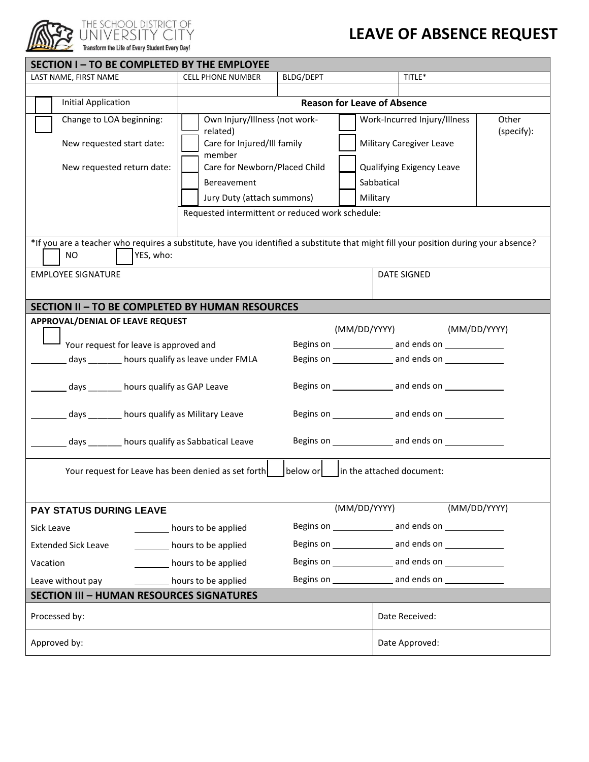THE SCHOOL DISTRICT OF UNIVERSITY CITY
Transform the Life of Every Student Every Day!

# LEAVE OF ABSENCE REQUEST

## SECTION I – TO BE COMPLETED BY THE EMPLOYEE

| LAST NAME, FIRST NAME | CELL PHONE NUMBER | BLDG/DEPT | TITLE* |
|---|---|---|---|
| | | | |

☐ Initial Application

☐ Change to LOA beginning:

New requested start date:

New requested return date:

**Reason for Leave of Absence**

| | | |
|---|---|---|
| ☐ Own Injury/Illness (not work-related) | ☐ Work-Incurred Injury/Illness | Other (specify): |
| ☐ Care for Injured/Ill family member | ☐ Military Caregiver Leave | |
| ☐ Care for Newborn/Placed Child | ☐ Qualifying Exigency Leave | |
| ☐ Bereavement | ☐ Sabbatical | |
| ☐ Jury Duty (attach summons) | ☐ Military | |

Requested intermittent or reduced work schedule:

*If you are a teacher who requires a substitute, have you identified a substitute that might fill your position during your absence?
☐ NO ☐ YES, who:

| EMPLOYEE SIGNATURE | DATE SIGNED |
|---|---|
| | |

## SECTION II – TO BE COMPLETED BY HUMAN RESOURCES

**APPROVAL/DENIAL OF LEAVE REQUEST**

| | (MM/DD/YYYY) | (MM/DD/YYYY) |
|---|---|---|
| ☐ Your request for leave is approved and | Begins on ________ | and ends on ________ |
| ________ days _______ hours qualify as leave under FMLA | Begins on ________ | and ends on ________ |
| ________ days _______ hours qualify as GAP Leave | Begins on ________ | and ends on ________ |
| ________ days _______ hours qualify as Military Leave | Begins on ________ | and ends on ________ |
| ________ days _______ hours qualify as Sabbatical Leave | Begins on ________ | and ends on ________ |

Your request for Leave has been denied as set forth ☐ below or ☐ in the attached document:

**PAY STATUS DURING LEAVE**

| | | (MM/DD/YYYY) | (MM/DD/YYYY) |
|---|---|---|---|
| Sick Leave | ________ hours to be applied | Begins on ________ | and ends on ________ |
| Extended Sick Leave | ________ hours to be applied | Begins on ________ | and ends on ________ |
| Vacation | ________ hours to be applied | Begins on ________ | and ends on ________ |
| Leave without pay | ________ hours to be applied | Begins on ________ | and ends on ________ |

## SECTION III – HUMAN RESOURCES SIGNATURES

| | |
|---|---|
| Processed by: | Date Received: |
| Approved by: | Date Approved: |